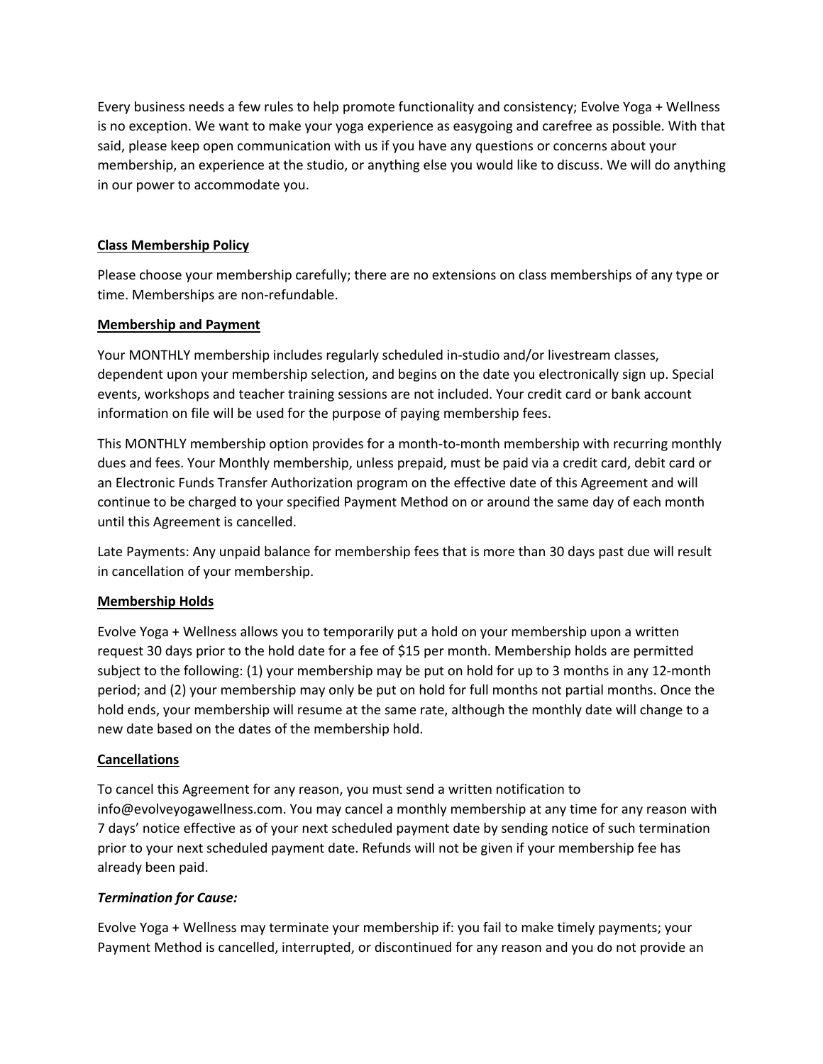Every business needs a few rules to help promote functionality and consistency; Evolve Yoga + Wellness is no exception. We want to make your yoga experience as easygoing and carefree as possible. With that said, please keep open communication with us if you have any questions or concerns about your membership, an experience at the studio, or anything else you would like to discuss. We will do anything in our power to accommodate you.

**Class Membership Policy**

Please choose your membership carefully; there are no extensions on class memberships of any type or time. Memberships are non-refundable.

**Membership and Payment**

Your MONTHLY membership includes regularly scheduled in-studio and/or livestream classes, dependent upon your membership selection, and begins on the date you electronically sign up. Special events, workshops and teacher training sessions are not included. Your credit card or bank account information on file will be used for the purpose of paying membership fees.

This MONTHLY membership option provides for a month-to-month membership with recurring monthly dues and fees. Your Monthly membership, unless prepaid, must be paid via a credit card, debit card or an Electronic Funds Transfer Authorization program on the effective date of this Agreement and will continue to be charged to your specified Payment Method on or around the same day of each month until this Agreement is cancelled.

Late Payments: Any unpaid balance for membership fees that is more than 30 days past due will result in cancellation of your membership.

**Membership Holds**

Evolve Yoga + Wellness allows you to temporarily put a hold on your membership upon a written request 30 days prior to the hold date for a fee of $15 per month. Membership holds are permitted subject to the following: (1) your membership may be put on hold for up to 3 months in any 12-month period; and (2) your membership may only be put on hold for full months not partial months. Once the hold ends, your membership will resume at the same rate, although the monthly date will change to a new date based on the dates of the membership hold.

**Cancellations**

To cancel this Agreement for any reason, you must send a written notification to info@evolveyogawellness.com. You may cancel a monthly membership at any time for any reason with 7 days' notice effective as of your next scheduled payment date by sending notice of such termination prior to your next scheduled payment date. Refunds will not be given if your membership fee has already been paid.

***Termination for Cause:***

Evolve Yoga + Wellness may terminate your membership if: you fail to make timely payments; your Payment Method is cancelled, interrupted, or discontinued for any reason and you do not provide an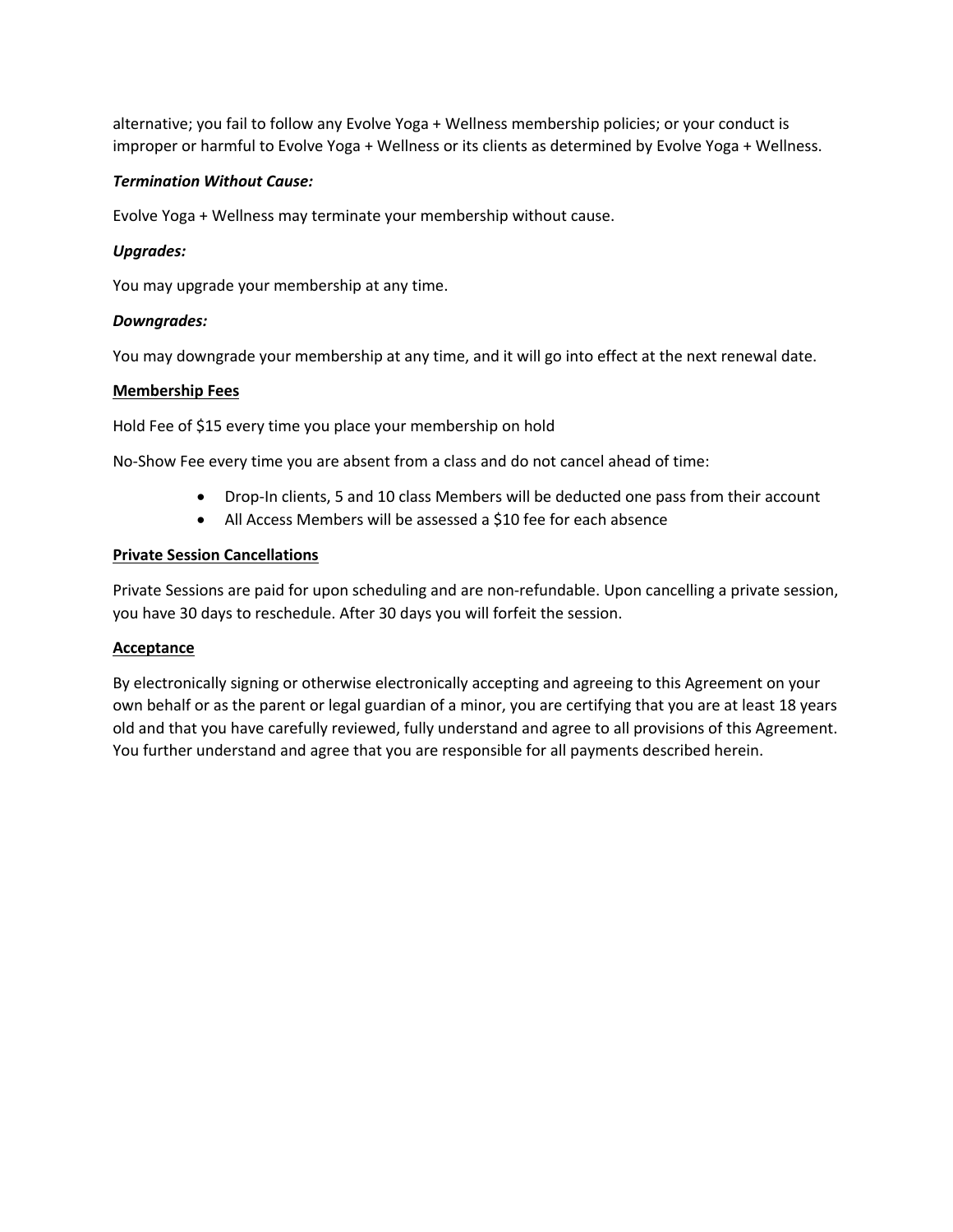alternative; you fail to follow any Evolve Yoga + Wellness membership policies; or your conduct is improper or harmful to Evolve Yoga + Wellness or its clients as determined by Evolve Yoga + Wellness.

***Termination Without Cause:***

Evolve Yoga + Wellness may terminate your membership without cause.

***Upgrades:***

You may upgrade your membership at any time.

***Downgrades:***

You may downgrade your membership at any time, and it will go into effect at the next renewal date.

**Membership Fees**

Hold Fee of $15 every time you place your membership on hold

No-Show Fee every time you are absent from a class and do not cancel ahead of time:

- Drop-In clients, 5 and 10 class Members will be deducted one pass from their account
- All Access Members will be assessed a $10 fee for each absence

**Private Session Cancellations**

Private Sessions are paid for upon scheduling and are non-refundable. Upon cancelling a private session, you have 30 days to reschedule. After 30 days you will forfeit the session.

**Acceptance**

By electronically signing or otherwise electronically accepting and agreeing to this Agreement on your own behalf or as the parent or legal guardian of a minor, you are certifying that you are at least 18 years old and that you have carefully reviewed, fully understand and agree to all provisions of this Agreement. You further understand and agree that you are responsible for all payments described herein.